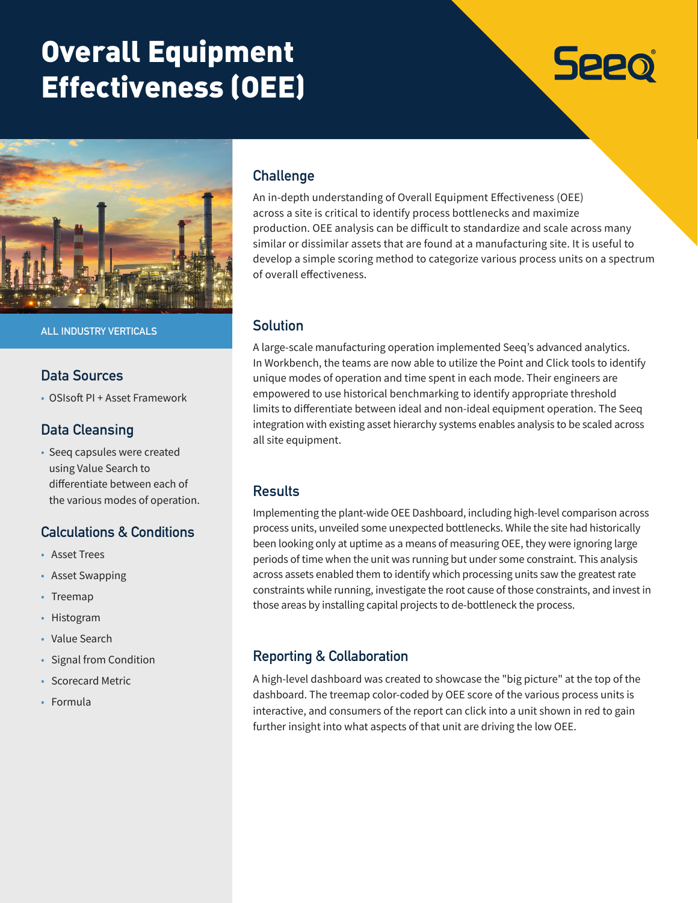# Overall Equipment Effectiveness (OEE)

ALL INDUSTRY VERTICALS

## Data Sources

- OSIsoft PI + Asset Framework

## Data Cleansing

- Seeq capsules were created using Value Search to differentiate between each of the various modes of operation.

## Calculations & Conditions

- Asset Trees
- Asset Swapping
- Treemap
- Histogram
- Value Search
- Signal from Condition
- Scorecard Metric
- Formula

## Challenge

An in-depth understanding of Overall Equipment Effectiveness (OEE) across a site is critical to identify process bottlenecks and maximize production. OEE analysis can be difficult to standardize and scale across many similar or dissimilar assets that are found at a manufacturing site. It is useful to develop a simple scoring method to categorize various process units on a spectrum of overall effectiveness.

## Solution

A large-scale manufacturing operation implemented Seeq's advanced analytics. In Workbench, the teams are now able to utilize the Point and Click tools to identify unique modes of operation and time spent in each mode. Their engineers are empowered to use historical benchmarking to identify appropriate threshold limits to differentiate between ideal and non-ideal equipment operation. The Seeq integration with existing asset hierarchy systems enables analysis to be scaled across all site equipment.

## Results

Implementing the plant-wide OEE Dashboard, including high-level comparison across process units, unveiled some unexpected bottlenecks. While the site had historically been looking only at uptime as a means of measuring OEE, they were ignoring large periods of time when the unit was running but under some constraint. This analysis across assets enabled them to identify which processing units saw the greatest rate constraints while running, investigate the root cause of those constraints, and invest in those areas by installing capital projects to de-bottleneck the process.

## Reporting & Collaboration

A high-level dashboard was created to showcase the "big picture" at the top of the dashboard. The treemap color-coded by OEE score of the various process units is interactive, and consumers of the report can click into a unit shown in red to gain further insight into what aspects of that unit are driving the low OEE.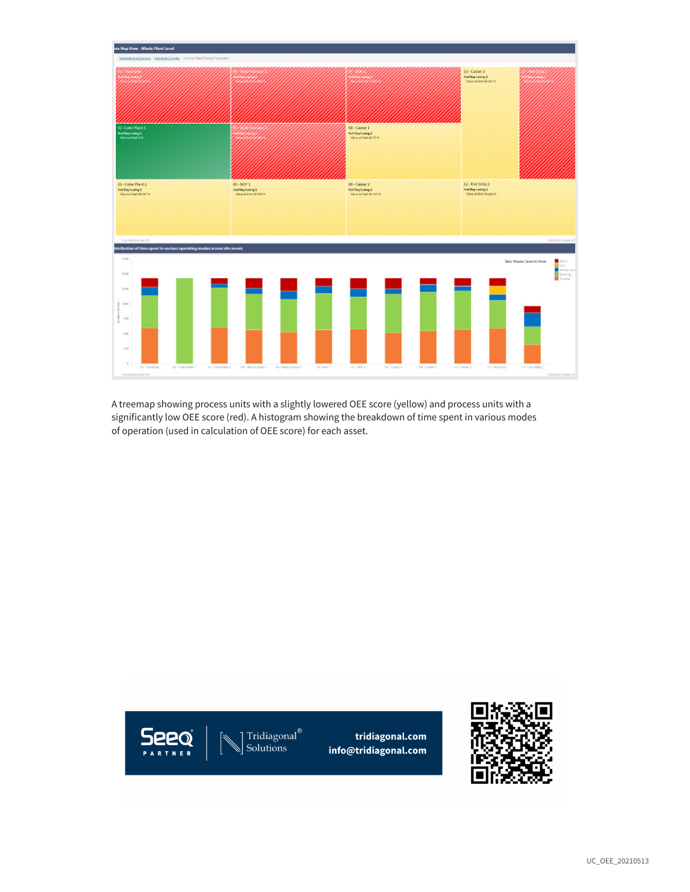Tree Map View - Whole Plant Level

Distribution of time spent in various operating modes across site assets

A treemap showing process units with a slightly lowered OEE score (yellow) and process units with a significantly low OEE score (red). A histogram showing the breakdown of time spent in various modes of operation (used in calculation of OEE score) for each asset.

Seeq PARTNER

Tridiagonal® Solutions

tridiagonal.com
info@tridiagonal.com

UC_OEE_20210513